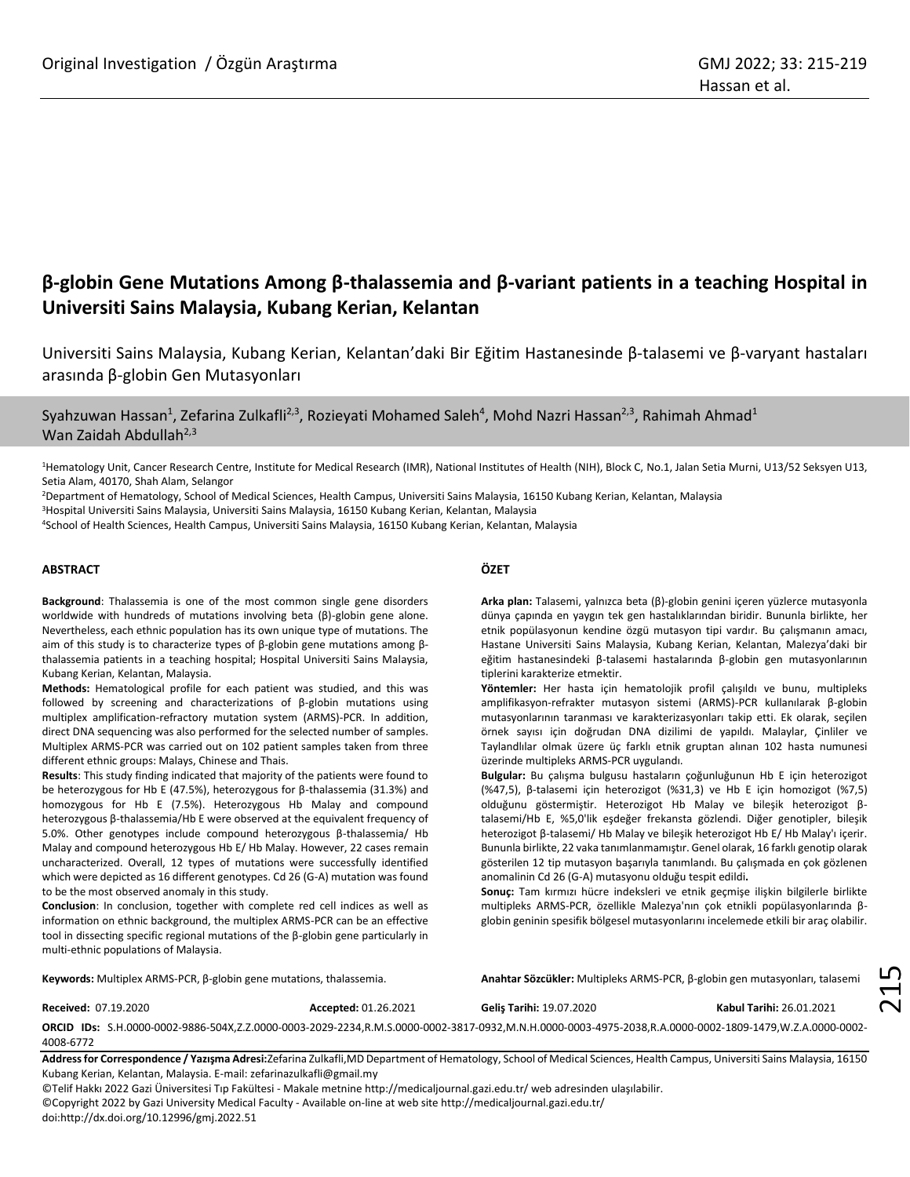Original Investigation / Özgün Araştırma

# β-globin Gene Mutations Among β-thalassemia and β-variant patients in a teaching Hospital in Universiti Sains Malaysia, Kubang Kerian, Kelantan

Universiti Sains Malaysia, Kubang Kerian, Kelantan'daki Bir Eğitim Hastanesinde β-talasemi ve β-varyant hastaları arasında β-globin Gen Mutasyonları

Syahzuwan Hassan[1], Zefarina Zulkafli[2,3], Rozieyati Mohamed Saleh[4], Mohd Nazri Hassan[2,3], Rahimah Ahmad[1]
Wan Zaidah Abdullah[2,3]

[1]Hematology Unit, Cancer Research Centre, Institute for Medical Research (IMR), National Institutes of Health (NIH), Block C, No.1, Jalan Setia Murni, U13/52 Seksyen U13, Setia Alam, 40170, Shah Alam, Selangor

[2]Department of Hematology, School of Medical Sciences, Health Campus, Universiti Sains Malaysia, 16150 Kubang Kerian, Kelantan, Malaysia

[3]Hospital Universiti Sains Malaysia, Universiti Sains Malaysia, 16150 Kubang Kerian, Kelantan, Malaysia

[4]School of Health Sciences, Health Campus, Universiti Sains Malaysia, 16150 Kubang Kerian, Kelantan, Malaysia

## ABSTRACT

**Background**: Thalassemia is one of the most common single gene disorders worldwide with hundreds of mutations involving beta (β)-globin gene alone. Nevertheless, each ethnic population has its own unique type of mutations. The aim of this study is to characterize types of β-globin gene mutations among β-thalassemia patients in a teaching hospital; Hospital Universiti Sains Malaysia, Kubang Kerian, Kelantan, Malaysia.

**Methods:** Hematological profile for each patient was studied, and this was followed by screening and characterizations of β-globin mutations using multiplex amplification-refractory mutation system (ARMS)-PCR. In addition, direct DNA sequencing was also performed for the selected number of samples. Multiplex ARMS-PCR was carried out on 102 patient samples taken from three different ethnic groups: Malays, Chinese and Thais.

**Results**: This study finding indicated that majority of the patients were found to be heterozygous for Hb E (47.5%), heterozygous for β-thalassemia (31.3%) and homozygous for Hb E (7.5%). Heterozygous Hb Malay and compound heterozygous β-thalassemia/Hb E were observed at the equivalent frequency of 5.0%. Other genotypes include compound heterozygous β-thalassemia/ Hb Malay and compound heterozygous Hb E/ Hb Malay. However, 22 cases remain uncharacterized. Overall, 12 types of mutations were successfully identified which were depicted as 16 different genotypes. Cd 26 (G-A) mutation was found to be the most observed anomaly in this study.

**Conclusion**: In conclusion, together with complete red cell indices as well as information on ethnic background, the multiplex ARMS-PCR can be an effective tool in dissecting specific regional mutations of the β-globin gene particularly in multi-ethnic populations of Malaysia.

**Keywords:** Multiplex ARMS-PCR, β-globin gene mutations, thalassemia.

## ÖZET

**Arka plan:** Talasemi, yalnızca beta (β)-globin genini içeren yüzlerce mutasyonla dünya çapında en yaygın tek gen hastalıklarından biridir. Bununla birlikte, her etnik popülasyonun kendine özgü mutasyon tipi vardır. Bu çalışmanın amacı, Hastane Universiti Sains Malaysia, Kubang Kerian, Kelantan, Malezya'daki bir eğitim hastanesindeki β-talasemi hastalarında β-globin gen mutasyonlarının tiplerini karakterize etmektir.

**Yöntemler:** Her hasta için hematolojik profil çalışıldı ve bunu, multipleks amplifikasyon-refrakter mutasyon sistemi (ARMS)-PCR kullanılarak β-globin mutasyonlarının taranması ve karakterizasyonları takip etti. Ek olarak, seçilen örnek sayısı için doğrudan DNA dizilimi de yapıldı. Malaylar, Çinliler ve Taylandlılar olmak üzere üç farklı etnik gruptan alınan 102 hasta numunesi üzerinde multipleks ARMS-PCR uygulandı.

**Bulgular:** Bu çalışma bulgusu hastaların çoğunluğunun Hb E için heterozigot (%47,5), β-talasemi için heterozigot (%31,3) ve Hb E için homozigot (%7,5) olduğunu göstermiştir. Heterozigot Hb Malay ve bileşik heterozigot β-talasemi/Hb E, %5,0'lik eşdeğer frekansta gözlendi. Diğer genotipler, bileşik heterozigot β-talasemi/ Hb Malay ve bileşik heterozigot Hb E/ Hb Malay'ı içerir. Bununla birlikte, 22 vaka tanımlanmamıştır. Genel olarak, 16 farklı genotip olarak gösterilen 12 tip mutasyon başarıyla tanımlandı. Bu çalışmada en çok gözlenen anomalinin Cd 26 (G-A) mutasyonu olduğu tespit edildi**.**

**Sonuç:** Tam kırmızı hücre indeksleri ve etnik geçmişe ilişkin bilgilerle birlikte multipleks ARMS-PCR, özellikle Malezya'nın çok etnikli popülasyonlarında β-globin geninin spesifik bölgesel mutasyonlarını incelemede etkili bir araç olabilir.

**Anahtar Sözcükler:** Multipleks ARMS-PCR, β-globin gen mutasyonları, talasemi

**Received:** 07.19.2020 **Accepted:** 01.26.2021 **Geliş Tarihi:** 19.07.2020 **Kabul Tarihi:** 26.01.2021

**ORCID IDs:** S.H.0000-0002-9886-504X,Z.Z.0000-0003-2029-2234,R.M.S.0000-0002-3817-0932,M.N.H.0000-0003-4975-2038,R.A.0000-0002-1809-1479,W.Z.A.0000-0002-4008-6772

**Address for Correspondence / Yazışma Adresi:**Zefarina Zulkafli,MD Department of Hematology, School of Medical Sciences, Health Campus, Universiti Sains Malaysia, 16150 Kubang Kerian, Kelantan, Malaysia. E-mail: zefarinazulkafli@gmail.my

©Telif Hakkı 2022 Gazi Üniversitesi Tıp Fakültesi - Makale metnine http://medicaljournal.gazi.edu.tr/ web adresinden ulaşılabilir.
©Copyright 2022 by Gazi University Medical Faculty - Available on-line at web site http://medicaljournal.gazi.edu.tr/
doi:http://dx.doi.org/10.12996/gmj.2022.51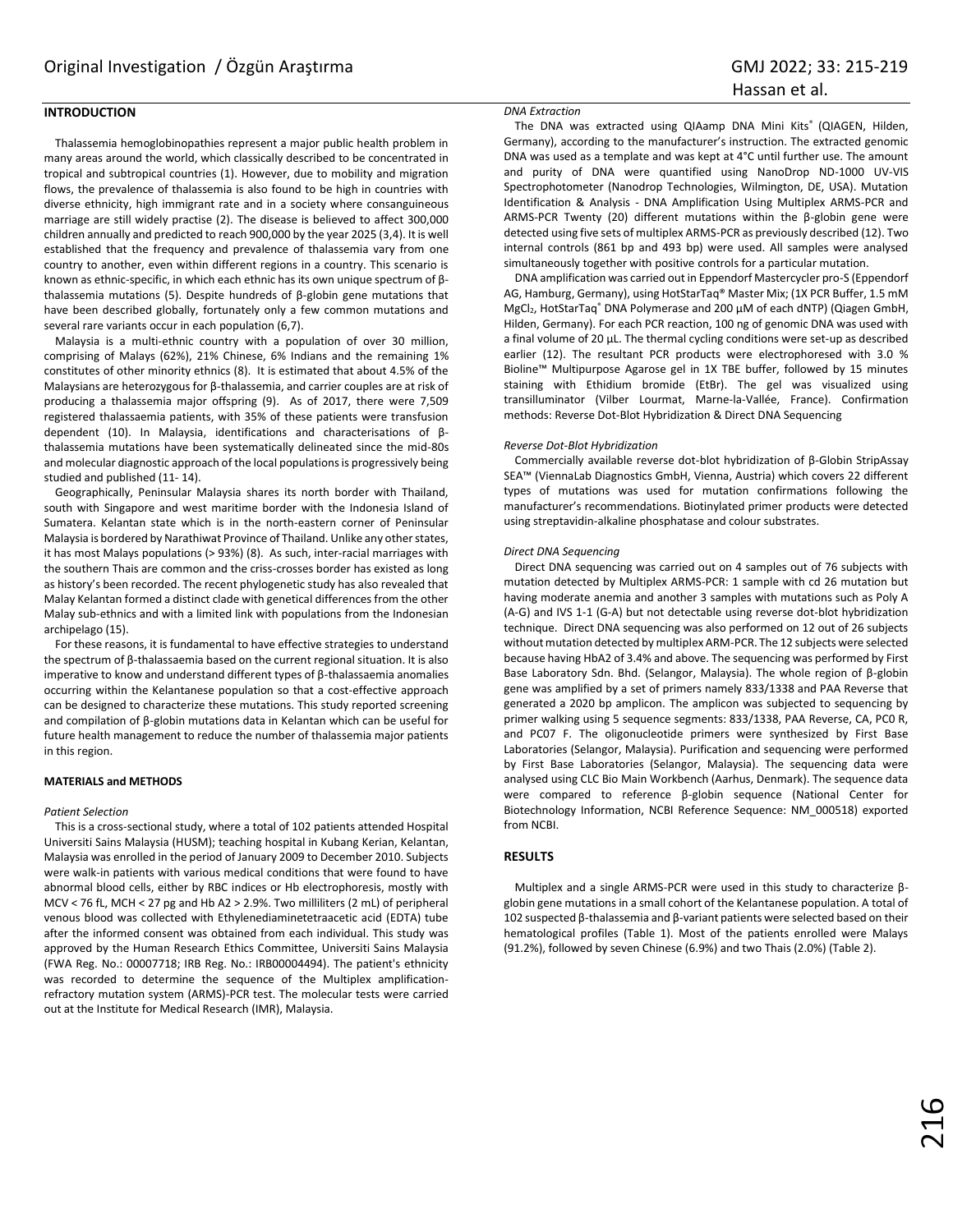## INTRODUCTION

Thalassemia hemoglobinopathies represent a major public health problem in many areas around the world, which classically described to be concentrated in tropical and subtropical countries (1). However, due to mobility and migration flows, the prevalence of thalassemia is also found to be high in countries with diverse ethnicity, high immigrant rate and in a society where consanguineous marriage are still widely practise (2). The disease is believed to affect 300,000 children annually and predicted to reach 900,000 by the year 2025 (3,4). It is well established that the frequency and prevalence of thalassemia vary from one country to another, even within different regions in a country. This scenario is known as ethnic-specific, in which each ethnic has its own unique spectrum of β-thalassemia mutations (5). Despite hundreds of β-globin gene mutations that have been described globally, fortunately only a few common mutations and several rare variants occur in each population (6,7).

Malaysia is a multi-ethnic country with a population of over 30 million, comprising of Malays (62%), 21% Chinese, 6% Indians and the remaining 1% constitutes of other minority ethnics (8). It is estimated that about 4.5% of the Malaysians are heterozygous for β-thalassemia, and carrier couples are at risk of producing a thalassemia major offspring (9). As of 2017, there were 7,509 registered thalassaemia patients, with 35% of these patients were transfusion dependent (10). In Malaysia, identifications and characterisations of β-thalassemia mutations have been systematically delineated since the mid-80s and molecular diagnostic approach of the local populations is progressively being studied and published (11- 14).

Geographically, Peninsular Malaysia shares its north border with Thailand, south with Singapore and west maritime border with the Indonesia Island of Sumatera. Kelantan state which is in the north-eastern corner of Peninsular Malaysia is bordered by Narathiwat Province of Thailand. Unlike any other states, it has most Malays populations (> 93%) (8). As such, inter-racial marriages with the southern Thais are common and the criss-crosses border has existed as long as history's been recorded. The recent phylogenetic study has also revealed that Malay Kelantan formed a distinct clade with genetical differences from the other Malay sub-ethnics and with a limited link with populations from the Indonesian archipelago (15).

For these reasons, it is fundamental to have effective strategies to understand the spectrum of β-thalassaemia based on the current regional situation. It is also imperative to know and understand different types of β-thalassaemia anomalies occurring within the Kelantanese population so that a cost-effective approach can be designed to characterize these mutations. This study reported screening and compilation of β-globin mutations data in Kelantan which can be useful for future health management to reduce the number of thalassemia major patients in this region.

## MATERIALS and METHODS

### *Patient Selection*

This is a cross-sectional study, where a total of 102 patients attended Hospital Universiti Sains Malaysia (HUSM); teaching hospital in Kubang Kerian, Kelantan, Malaysia was enrolled in the period of January 2009 to December 2010. Subjects were walk-in patients with various medical conditions that were found to have abnormal blood cells, either by RBC indices or Hb electrophoresis, mostly with MCV < 76 fL, MCH < 27 pg and Hb A2 > 2.9%. Two milliliters (2 mL) of peripheral venous blood was collected with Ethylenediaminetetraacetic acid (EDTA) tube after the informed consent was obtained from each individual. This study was approved by the Human Research Ethics Committee, Universiti Sains Malaysia (FWA Reg. No.: 00007718; IRB Reg. No.: IRB00004494). The patient's ethnicity was recorded to determine the sequence of the Multiplex amplification-refractory mutation system (ARMS)-PCR test. The molecular tests were carried out at the Institute for Medical Research (IMR), Malaysia.

### *DNA Extraction*

The DNA was extracted using QIAamp DNA Mini Kits® (QIAGEN, Hilden, Germany), according to the manufacturer's instruction. The extracted genomic DNA was used as a template and was kept at 4°C until further use. The amount and purity of DNA were quantified using NanoDrop ND-1000 UV-VIS Spectrophotometer (Nanodrop Technologies, Wilmington, DE, USA). Mutation Identification & Analysis - DNA Amplification Using Multiplex ARMS-PCR and ARMS-PCR Twenty (20) different mutations within the β-globin gene were detected using five sets of multiplex ARMS-PCR as previously described (12). Two internal controls (861 bp and 493 bp) were used. All samples were analysed simultaneously together with positive controls for a particular mutation.

DNA amplification was carried out in Eppendorf Mastercycler pro-S (Eppendorf AG, Hamburg, Germany), using HotStarTaq® Master Mix; (1X PCR Buffer, 1.5 mM $MgCl_2$, HotStarTaq® DNA Polymerase and 200 μM of each dNTP) (Qiagen GmbH, Hilden, Germany). For each PCR reaction, 100 ng of genomic DNA was used with a final volume of 20 μL. The thermal cycling conditions were set-up as described earlier (12). The resultant PCR products were electrophoresed with 3.0 % Bioline™ Multipurpose Agarose gel in 1X TBE buffer, followed by 15 minutes staining with Ethidium bromide (EtBr). The gel was visualized using transilluminator (Vilber Lourmat, Marne-la-Vallée, France). Confirmation methods: Reverse Dot-Blot Hybridization & Direct DNA Sequencing

### *Reverse Dot-Blot Hybridization*

Commercially available reverse dot-blot hybridization of β-Globin StripAssay SEA™ (ViennaLab Diagnostics GmbH, Vienna, Austria) which covers 22 different types of mutations was used for mutation confirmations following the manufacturer's recommendations. Biotinylated primer products were detected using streptavidin-alkaline phosphatase and colour substrates.

### *Direct DNA Sequencing*

Direct DNA sequencing was carried out on 4 samples out of 76 subjects with mutation detected by Multiplex ARMS-PCR: 1 sample with cd 26 mutation but having moderate anemia and another 3 samples with mutations such as Poly A (A-G) and IVS 1-1 (G-A) but not detectable using reverse dot-blot hybridization technique. Direct DNA sequencing was also performed on 12 out of 26 subjects without mutation detected by multiplex ARM-PCR. The 12 subjects were selected because having HbA2 of 3.4% and above. The sequencing was performed by First Base Laboratory Sdn. Bhd. (Selangor, Malaysia). The whole region of β-globin gene was amplified by a set of primers namely 833/1338 and PAA Reverse that generated a 2020 bp amplicon. The amplicon was subjected to sequencing by primer walking using 5 sequence segments: 833/1338, PAA Reverse, CA, PC0 R, and PC07 F. The oligonucleotide primers were synthesized by First Base Laboratories (Selangor, Malaysia). Purification and sequencing were performed by First Base Laboratories (Selangor, Malaysia). The sequencing data were analysed using CLC Bio Main Workbench (Aarhus, Denmark). The sequence data were compared to reference β-globin sequence (National Center for Biotechnology Information, NCBI Reference Sequence: NM_000518) exported from NCBI.

## RESULTS

Multiplex and a single ARMS-PCR were used in this study to characterize β-globin gene mutations in a small cohort of the Kelantanese population. A total of 102 suspected β-thalassemia and β-variant patients were selected based on their hematological profiles (Table 1). Most of the patients enrolled were Malays (91.2%), followed by seven Chinese (6.9%) and two Thais (2.0%) (Table 2).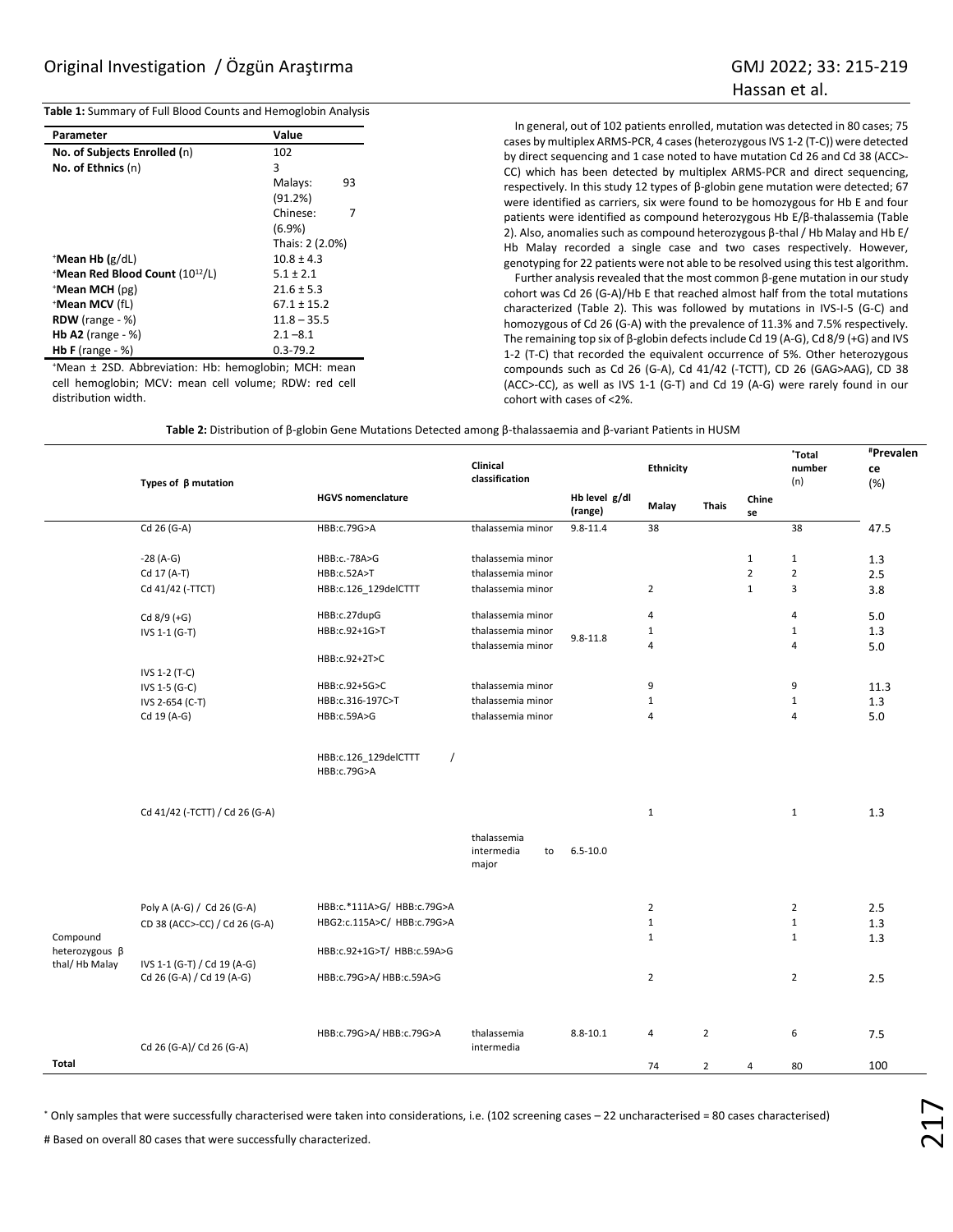**Table 1:** Summary of Full Blood Counts and Hemoglobin Analysis

| Parameter | Value |
|---|---|
| **No. of Subjects Enrolled** (n) | 102 |
| **No. of Ethnics** (n) | 3 |
| | Malays: 93 (91.2%) |
| | Chinese: 7 (6.9%) |
| | Thais: 2 (2.0%) |
| ⁺**Mean Hb** (g/dL) | 10.8 ± 4.3 |
| ⁺**Mean Red Blood Count** ($10^{12}$/L) | 5.1 ± 2.1 |
| ⁺**Mean MCH** (pg) | 21.6 ± 5.3 |
| ⁺**Mean MCV** (fL) | 67.1 ± 15.2 |
| **RDW** (range - %) | 11.8 – 35.5 |
| **Hb A2** (range - %) | 2.1 –8.1 |
| **Hb F** (range - %) | 0.3-79.2 |

⁺Mean ± 2SD. Abbreviation: Hb: hemoglobin; MCH: mean cell hemoglobin; MCV: mean cell volume; RDW: red cell distribution width.

In general, out of 102 patients enrolled, mutation was detected in 80 cases; 75 cases by multiplex ARMS-PCR, 4 cases (heterozygous IVS 1-2 (T-C)) were detected by direct sequencing and 1 case noted to have mutation Cd 26 and Cd 38 (ACC>-CC) which has been detected by multiplex ARMS-PCR and direct sequencing, respectively. In this study 12 types of β-globin gene mutation were detected; 67 were identified as carriers, six were found to be homozygous for Hb E and four patients were identified as compound heterozygous Hb E/β-thalassemia (Table 2). Also, anomalies such as compound heterozygous β-thal / Hb Malay and Hb E/ Hb Malay recorded a single case and two cases respectively. However, genotyping for 22 patients were not able to be resolved using this test algorithm.

Further analysis revealed that the most common β-gene mutation in our study cohort was Cd 26 (G-A)/Hb E that reached almost half from the total mutations characterized (Table 2). This was followed by mutations in IVS-I-5 (G-C) and homozygous of Cd 26 (G-A) with the prevalence of 11.3% and 7.5% respectively. The remaining top six of β-globin defects include Cd 19 (A-G), Cd 8/9 (+G) and IVS 1-2 (T-C) that recorded the equivalent occurrence of 5%. Other heterozygous compounds such as Cd 26 (G-A), Cd 41/42 (-TCTT), CD 26 (GAG>AAG), CD 38 (ACC>-CC), as well as IVS 1-1 (G-T) and Cd 19 (A-G) were rarely found in our cohort with cases of <2%.

**Table 2:** Distribution of β-globin Gene Mutations Detected among β-thalassaemia and β-variant Patients in HUSM

| | Types of β mutation | HGVS nomenclature | Clinical classification | Hb level g/dl (range) | Ethnicity: Malay | Thais | Chinese | *Total number (n) | #Prevalence (%) |
|---|---|---|---|---|---|---|---|---|---|
| | Cd 26 (G-A) | HBB:c.79G>A | thalassemia minor | 9.8-11.4 | 38 | | | 38 | 47.5 |
| | -28 (A-G) | HBB:c.-78A>G | thalassemia minor | 9.8-11.8 | | | 1 | 1 | 1.3 |
| | Cd 17 (A-T) | HBB:c.52A>T | thalassemia minor | | | | 2 | 2 | 2.5 |
| | Cd 41/42 (-TTCT) | HBB:c.126_129delCTTT | thalassemia minor | | 2 | | 1 | 3 | 3.8 |
| | Cd 8/9 (+G) | HBB:c.27dupG | thalassemia minor | | 4 | | | 4 | 5.0 |
| | IVS 1-1 (G-T) | HBB:c.92+1G>T | thalassemia minor | | 1 | | | 1 | 1.3 |
| | IVS 1-2 (T-C) | HBB:c.92+2T>C | thalassemia minor | | 4 | | | 4 | 5.0 |
| | IVS 1-5 (G-C) | HBB:c.92+5G>C | thalassemia minor | | 9 | | | 9 | 11.3 |
| | IVS 2-654 (C-T) | HBB:c.316-197C>T | thalassemia minor | | 1 | | | 1 | 1.3 |
| | Cd 19 (A-G) | HBB:c.59A>G | thalassemia minor | | 4 | | | 4 | 5.0 |
| Compound heterozygous β thal/ Hb Malay | Cd 41/42 (-TCTT) / Cd 26 (G-A) | HBB:c.126_129delCTTT / HBB:c.79G>A | thalassemia intermedia to major | 6.5-10.0 | 1 | | | 1 | 1.3 |
| | Poly A (A-G) / Cd 26 (G-A) | HBB:c.*111A>G/ HBB:c.79G>A | | | 2 | | | 2 | 2.5 |
| | CD 38 (ACC>-CC) / Cd 26 (G-A) | HBG2:c.115A>C/ HBB:c.79G>A | | | 1 | | | 1 | 1.3 |
| | IVS 1-1 (G-T) / Cd 19 (A-G) | HBB:c.92+1G>T/ HBB:c.59A>G | | | 1 | | | 1 | 1.3 |
| | Cd 26 (G-A) / Cd 19 (A-G) | HBB:c.79G>A/ HBB:c.59A>G | | | 2 | | | 2 | 2.5 |
| | Cd 26 (G-A)/ Cd 26 (G-A) | HBB:c.79G>A/ HBB:c.79G>A | thalassemia intermedia | 8.8-10.1 | 4 | 2 | | 6 | 7.5 |
| **Total** | | | | | 74 | 2 | 4 | 80 | 100 |

\* Only samples that were successfully characterised were taken into considerations, i.e. (102 screening cases – 22 uncharacterised = 80 cases characterised)

\# Based on overall 80 cases that were successfully characterized.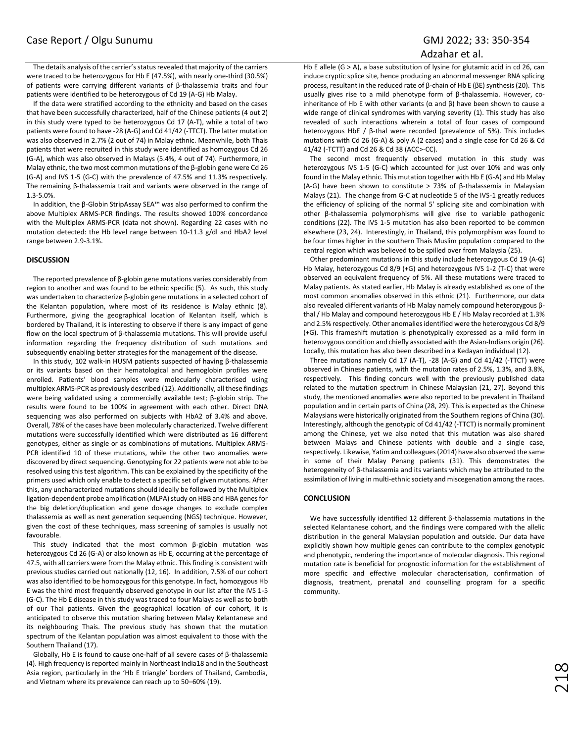The details analysis of the carrier's status revealed that majority of the carriers were traced to be heterozygous for Hb E (47.5%), with nearly one-third (30.5%) of patients were carrying different variants of β-thalassemia traits and four patients were identified to be heterozygous of Cd 19 (A-G) Hb Malay.

If the data were stratified according to the ethnicity and based on the cases that have been successfully characterized, half of the Chinese patients (4 out 2) in this study were typed to be heterozygous Cd 17 (A-T), while a total of two patients were found to have -28 (A-G) and Cd 41/42 (-TTCT). The latter mutation was also observed in 2.7% (2 out of 74) in Malay ethnic. Meanwhile, both Thais patients that were recruited in this study were identified as homozygous Cd 26 (G-A), which was also observed in Malays (5.4%, 4 out of 74). Furthermore, in Malay ethnic, the two most common mutations of the β-globin gene were Cd 26 (G-A) and IVS 1-5 (G-C) with the prevalence of 47.5% and 11.3% respectively. The remaining β-thalassemia trait and variants were observed in the range of 1.3-5.0%.

In addition, the β-Globin StripAssay SEA™ was also performed to confirm the above Multiplex ARMS-PCR findings. The results showed 100% concordance with the Multiplex ARMS-PCR (data not shown). Regarding 22 cases with no mutation detected: the Hb level range between 10-11.3 g/dl and HbA2 level range between 2.9-3.1%.

## DISCUSSION

The reported prevalence of β-globin gene mutations varies considerably from region to another and was found to be ethnic specific (5). As such, this study was undertaken to characterize β-globin gene mutations in a selected cohort of the Kelantan population, where most of its residence is Malay ethnic (8). Furthermore, giving the geographical location of Kelantan itself, which is bordered by Thailand, it is interesting to observe if there is any impact of gene flow on the local spectrum of β-thalassemia mutations. This will provide useful information regarding the frequency distribution of such mutations and subsequently enabling better strategies for the management of the disease.

In this study, 102 walk-in HUSM patients suspected of having β-thalassemia or its variants based on their hematological and hemoglobin profiles were enrolled. Patients' blood samples were molecularly characterised using multiplex ARMS-PCR as previously described (12). Additionally, all these findings were being validated using a commercially available test; β-globin strip. The results were found to be 100% in agreement with each other. Direct DNA sequencing was also performed on subjects with HbA2 of 3.4% and above. Overall, 78% of the cases have been molecularly characterized. Twelve different mutations were successfully identified which were distributed as 16 different genotypes, either as single or as combinations of mutations. Multiplex ARMS-PCR identified 10 of these mutations, while the other two anomalies were discovered by direct sequencing. Genotyping for 22 patients were not able to be resolved using this test algorithm. This can be explained by the specificity of the primers used which only enable to detect a specific set of given mutations. After this, any uncharacterized mutations should ideally be followed by the Multiplex ligation-dependent probe amplification (MLPA) study on HBB and HBA genes for the big deletion/duplication and gene dosage changes to exclude complex thalassemia as well as next generation sequencing (NGS) technique. However, given the cost of these techniques, mass screening of samples is usually not favourable.

This study indicated that the most common β-globin mutation was heterozygous Cd 26 (G-A) or also known as Hb E, occurring at the percentage of 47.5, with all carriers were from the Malay ethnic. This finding is consistent with previous studies carried out nationally (12, 16). In addition, 7.5% of our cohort was also identified to be homozygous for this genotype. In fact, homozygous Hb E was the third most frequently observed genotype in our list after the IVS 1-5 (G-C). The Hb E disease in this study was traced to four Malays as well as to both of our Thai patients. Given the geographical location of our cohort, it is anticipated to observe this mutation sharing between Malay Kelantanese and its neighbouring Thais. The previous study has shown that the mutation spectrum of the Kelantan population was almost equivalent to those with the Southern Thailand (17).

Globally, Hb E is found to cause one-half of all severe cases of β-thalassemia (4). High frequency is reported mainly in Northeast India18 and in the Southeast Asia region, particularly in the 'Hb E triangle' borders of Thailand, Cambodia, and Vietnam where its prevalence can reach up to 50–60% (19).

Hb E allele (G > A), a base substitution of lysine for glutamic acid in cd 26, can induce cryptic splice site, hence producing an abnormal messenger RNA splicing process, resultant in the reduced rate of β-chain of Hb E (βE) synthesis (20). This usually gives rise to a mild phenotype form of β-thalassemia. However, co-inheritance of Hb E with other variants (α and β) have been shown to cause a wide range of clinical syndromes with varying severity (1). This study has also revealed of such interactions wherein a total of four cases of compound heterozygous HbE / β-thal were recorded (prevalence of 5%). This includes mutations with Cd 26 (G-A) & poly A (2 cases) and a single case for Cd 26 & Cd 41/42 (-TCTT) and Cd 26 & Cd 38 (ACC>-CC).

The second most frequently observed mutation in this study was heterozygous IVS 1-5 (G-C) which accounted for just over 10% and was only found in the Malay ethnic. This mutation together with Hb E (G-A) and Hb Malay (A-G) have been shown to constitute > 73% of β-thalassemia in Malaysian Malays (21). The change from G-C at nucleotide 5 of the IVS-1 greatly reduces the efficiency of splicing of the normal 5' splicing site and combination with other β-thalassemia polymorphisms will give rise to variable pathogenic conditions (22). The IVS 1-5 mutation has also been reported to be common elsewhere (23, 24). Interestingly, in Thailand, this polymorphism was found to be four times higher in the southern Thais Muslim population compared to the central region which was believed to be spilled over from Malaysia (25).

Other predominant mutations in this study include heterozygous Cd 19 (A-G) Hb Malay, heterozygous Cd 8/9 (+G) and heterozygous IVS 1-2 (T-C) that were observed an equivalent frequency of 5%. All these mutations were traced to Malay patients. As stated earlier, Hb Malay is already established as one of the most common anomalies observed in this ethnic (21). Furthermore, our data also revealed different variants of Hb Malay namely compound heterozygous β-thal / Hb Malay and compound heterozygous Hb E / Hb Malay recorded at 1.3% and 2.5% respectively. Other anomalies identified were the heterozygous Cd 8/9 (+G). This frameshift mutation is phenotypically expressed as a mild form in heterozygous condition and chiefly associated with the Asian-Indians origin (26). Locally, this mutation has also been described in a Kedayan individual (12).

Three mutations namely Cd 17 (A-T), -28 (A-G) and Cd 41/42 (-TTCT) were observed in Chinese patients, with the mutation rates of 2.5%, 1.3%, and 3.8%, respectively. This finding concurs well with the previously published data related to the mutation spectrum in Chinese Malaysian (21, 27). Beyond this study, the mentioned anomalies were also reported to be prevalent in Thailand population and in certain parts of China (28, 29). This is expected as the Chinese Malaysians were historically originated from the Southern regions of China (30). Interestingly, although the genotypic of Cd 41/42 (-TTCT) is normally prominent among the Chinese, yet we also noted that this mutation was also shared between Malays and Chinese patients with double and a single case, respectively. Likewise, Yatim and colleagues (2014) have also observed the same in some of their Malay Penang patients (31). This demonstrates the heterogeneity of β-thalassemia and its variants which may be attributed to the assimilation of living in multi-ethnic society and miscegenation among the races.

## CONCLUSION

We have successfully identified 12 different β-thalassemia mutations in the selected Kelantanese cohort, and the findings were compared with the allelic distribution in the general Malaysian population and outside. Our data have explicitly shown how multiple genes can contribute to the complex genotypic and phenotypic, rendering the importance of molecular diagnosis. This regional mutation rate is beneficial for prognostic information for the establishment of more specific and effective molecular characterisation, confirmation of diagnosis, treatment, prenatal and counselling program for a specific community.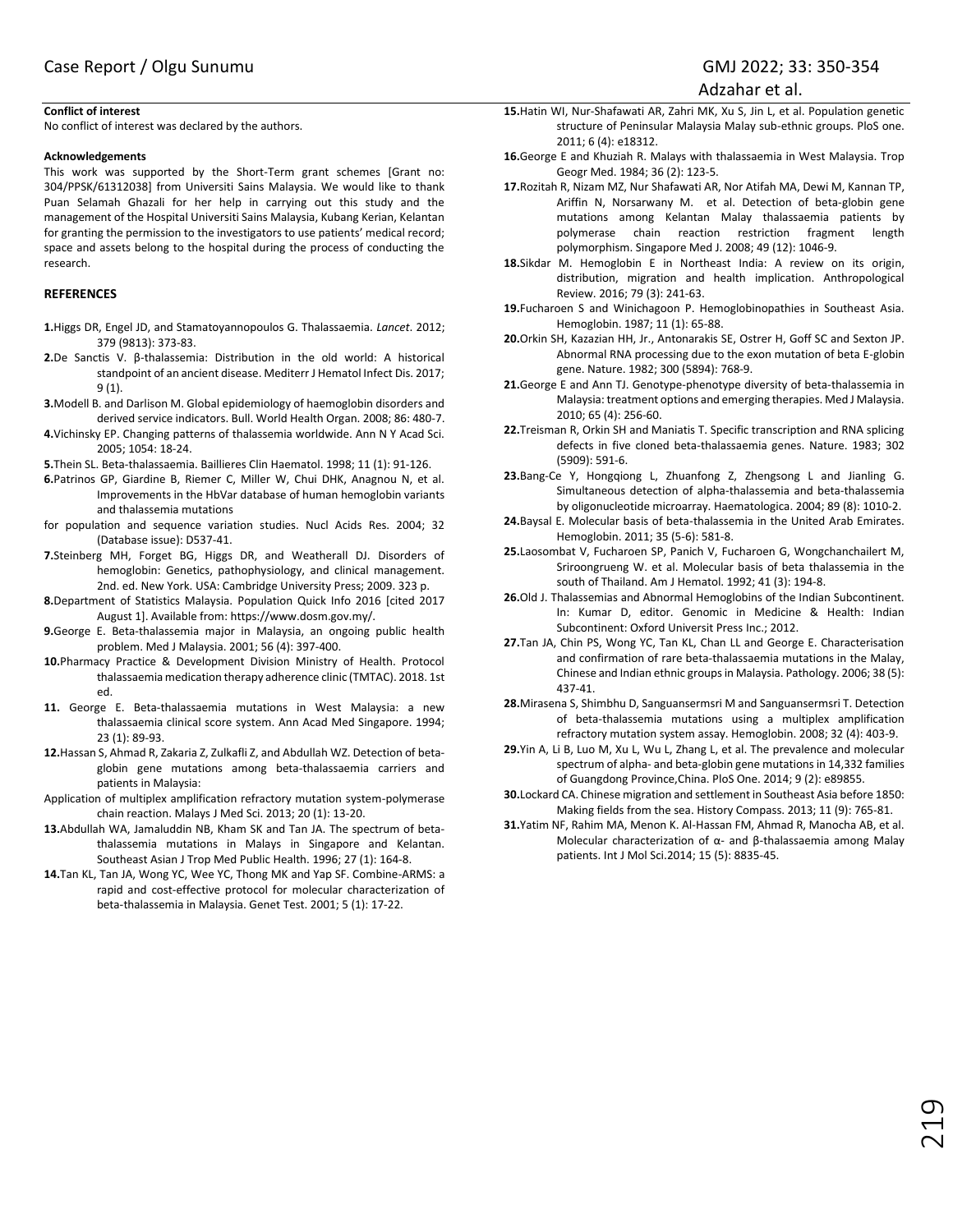**Conflict of interest**

No conflict of interest was declared by the authors.

**Acknowledgements**

This work was supported by the Short-Term grant schemes [Grant no: 304/PPSK/61312038] from Universiti Sains Malaysia. We would like to thank Puan Selamah Ghazali for her help in carrying out this study and the management of the Hospital Universiti Sains Malaysia, Kubang Kerian, Kelantan for granting the permission to the investigators to use patients' medical record; space and assets belong to the hospital during the process of conducting the research.

## REFERENCES

**1.** Higgs DR, Engel JD, and Stamatoyannopoulos G. Thalassaemia. *Lancet*. 2012; 379 (9813): 373-83.

**2.** De Sanctis V. β-thalassemia: Distribution in the old world: A historical standpoint of an ancient disease. Mediterr J Hematol Infect Dis. 2017; 9 (1).

**3.** Modell B. and Darlison M. Global epidemiology of haemoglobin disorders and derived service indicators. Bull. World Health Organ. 2008; 86: 480-7.

**4.** Vichinsky EP. Changing patterns of thalassemia worldwide. Ann N Y Acad Sci. 2005; 1054: 18-24.

**5.** Thein SL. Beta-thalassaemia. Baillieres Clin Haematol. 1998; 11 (1): 91-126.

**6.** Patrinos GP, Giardine B, Riemer C, Miller W, Chui DHK, Anagnou N, et al. Improvements in the HbVar database of human hemoglobin variants and thalassemia mutations for population and sequence variation studies. Nucl Acids Res. 2004; 32 (Database issue): D537-41.

**7.** Steinberg MH, Forget BG, Higgs DR, and Weatherall DJ. Disorders of hemoglobin: Genetics, pathophysiology, and clinical management. 2nd. ed. New York. USA: Cambridge University Press; 2009. 323 p.

**8.** Department of Statistics Malaysia. Population Quick Info 2016 [cited 2017 August 1]. Available from: https://www.dosm.gov.my/.

**9.** George E. Beta-thalassemia major in Malaysia, an ongoing public health problem. Med J Malaysia. 2001; 56 (4): 397-400.

**10.** Pharmacy Practice & Development Division Ministry of Health. Protocol thalassaemia medication therapy adherence clinic (TMTAC). 2018. 1st ed.

**11.** George E. Beta-thalassaemia mutations in West Malaysia: a new thalassaemia clinical score system. Ann Acad Med Singapore. 1994; 23 (1): 89-93.

**12.** Hassan S, Ahmad R, Zakaria Z, Zulkafli Z, and Abdullah WZ. Detection of beta-globin gene mutations among beta-thalassaemia carriers and patients in Malaysia: Application of multiplex amplification refractory mutation system-polymerase chain reaction. Malays J Med Sci. 2013; 20 (1): 13-20.

**13.** Abdullah WA, Jamaluddin NB, Kham SK and Tan JA. The spectrum of beta-thalassemia mutations in Malays in Singapore and Kelantan. Southeast Asian J Trop Med Public Health. 1996; 27 (1): 164-8.

**14.** Tan KL, Tan JA, Wong YC, Wee YC, Thong MK and Yap SF. Combine-ARMS: a rapid and cost-effective protocol for molecular characterization of beta-thalassemia in Malaysia. Genet Test. 2001; 5 (1): 17-22.

**15.** Hatin WI, Nur-Shafawati AR, Zahri MK, Xu S, Jin L, et al. Population genetic structure of Peninsular Malaysia Malay sub-ethnic groups. PloS one. 2011; 6 (4): e18312.

**16.** George E and Khuziah R. Malays with thalassaemia in West Malaysia. Trop Geogr Med. 1984; 36 (2): 123-5.

**17.** Rozitah R, Nizam MZ, Nur Shafawati AR, Nor Atifah MA, Dewi M, Kannan TP, Ariffin N, Norsarwany M. et al. Detection of beta-globin gene mutations among Kelantan Malay thalassaemia patients by polymerase chain reaction restriction fragment length polymorphism. Singapore Med J. 2008; 49 (12): 1046-9.

**18.** Sikdar M. Hemoglobin E in Northeast India: A review on its origin, distribution, migration and health implication. Anthropological Review. 2016; 79 (3): 241-63.

**19.** Fucharoen S and Winichagoon P. Hemoglobinopathies in Southeast Asia. Hemoglobin. 1987; 11 (1): 65-88.

**20.** Orkin SH, Kazazian HH, Jr., Antonarakis SE, Ostrer H, Goff SC and Sexton JP. Abnormal RNA processing due to the exon mutation of beta E-globin gene. Nature. 1982; 300 (5894): 768-9.

**21.** George E and Ann TJ. Genotype-phenotype diversity of beta-thalassemia in Malaysia: treatment options and emerging therapies. Med J Malaysia. 2010; 65 (4): 256-60.

**22.** Treisman R, Orkin SH and Maniatis T. Specific transcription and RNA splicing defects in five cloned beta-thalassaemia genes. Nature. 1983; 302 (5909): 591-6.

**23.** Bang-Ce Y, Hongqiong L, Zhuanfong Z, Zhengsong L and Jianling G. Simultaneous detection of alpha-thalassemia and beta-thalassemia by oligonucleotide microarray. Haematologica. 2004; 89 (8): 1010-2.

**24.** Baysal E. Molecular basis of beta-thalassemia in the United Arab Emirates. Hemoglobin. 2011; 35 (5-6): 581-8.

**25.** Laosombat V, Fucharoen SP, Panich V, Fucharoen G, Wongchanchailert M, Sriroongrueng W. et al. Molecular basis of beta thalassemia in the south of Thailand. Am J Hematol. 1992; 41 (3): 194-8.

**26.** Old J. Thalassemias and Abnormal Hemoglobins of the Indian Subcontinent. In: Kumar D, editor. Genomic in Medicine & Health: Indian Subcontinent: Oxford Universit Press Inc.; 2012.

**27.** Tan JA, Chin PS, Wong YC, Tan KL, Chan LL and George E. Characterisation and confirmation of rare beta-thalassaemia mutations in the Malay, Chinese and Indian ethnic groups in Malaysia. Pathology. 2006; 38 (5): 437-41.

**28.** Mirasena S, Shimbhu D, Sanguansermsri M and Sanguansermsri T. Detection of beta-thalassemia mutations using a multiplex amplification refractory mutation system assay. Hemoglobin. 2008; 32 (4): 403-9.

**29.** Yin A, Li B, Luo M, Xu L, Wu L, Zhang L, et al. The prevalence and molecular spectrum of alpha- and beta-globin gene mutations in 14,332 families of Guangdong Province,China. PloS One. 2014; 9 (2): e89855.

**30.** Lockard CA. Chinese migration and settlement in Southeast Asia before 1850: Making fields from the sea. History Compass. 2013; 11 (9): 765-81.

**31.** Yatim NF, Rahim MA, Menon K. Al-Hassan FM, Ahmad R, Manocha AB, et al. Molecular characterization of α- and β-thalassaemia among Malay patients. Int J Mol Sci.2014; 15 (5): 8835-45.